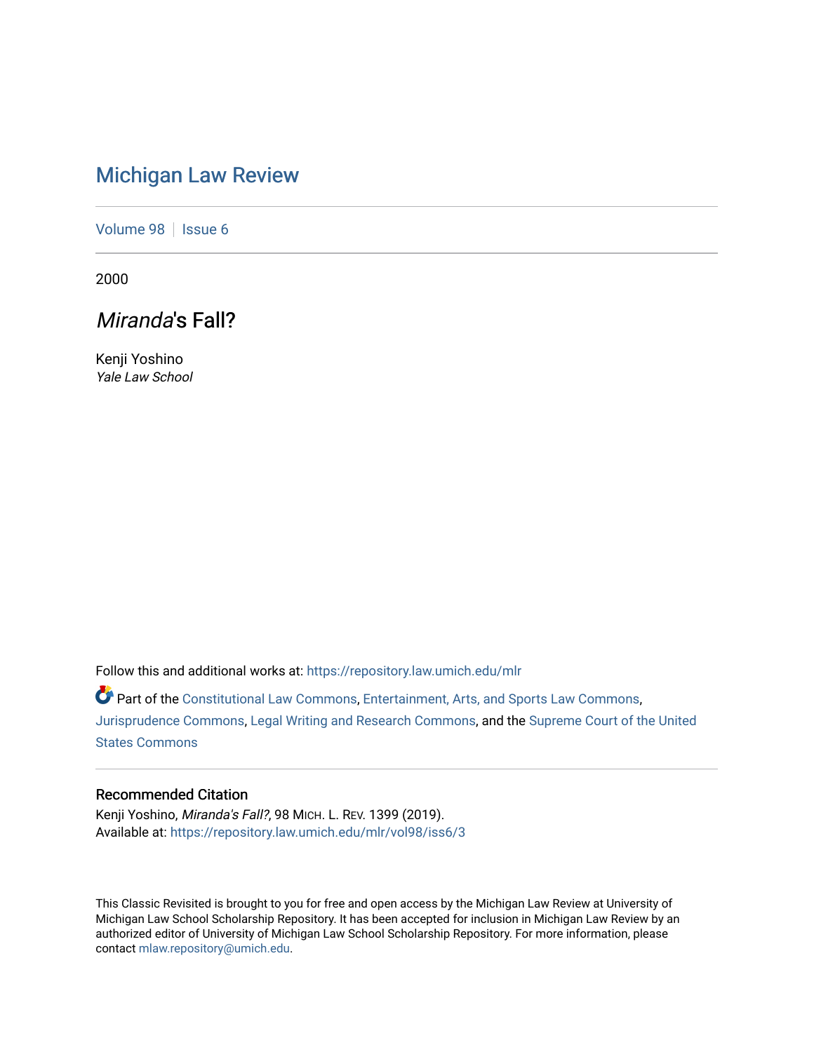# Michigan Law Review

Volume 98 | Issue 6

2000

## *Miranda*'s Fall?

Kenji Yoshino
*Yale Law School*

Follow this and additional works at: https://repository.law.umich.edu/mlr

Part of the Constitutional Law Commons, Entertainment, Arts, and Sports Law Commons, Jurisprudence Commons, Legal Writing and Research Commons, and the Supreme Court of the United States Commons

### Recommended Citation

Kenji Yoshino, *Miranda's Fall?*, 98 MICH. L. REV. 1399 (2019).
Available at: https://repository.law.umich.edu/mlr/vol98/iss6/3

This Classic Revisited is brought to you for free and open access by the Michigan Law Review at University of Michigan Law School Scholarship Repository. It has been accepted for inclusion in Michigan Law Review by an authorized editor of University of Michigan Law School Scholarship Repository. For more information, please contact mlaw.repository@umich.edu.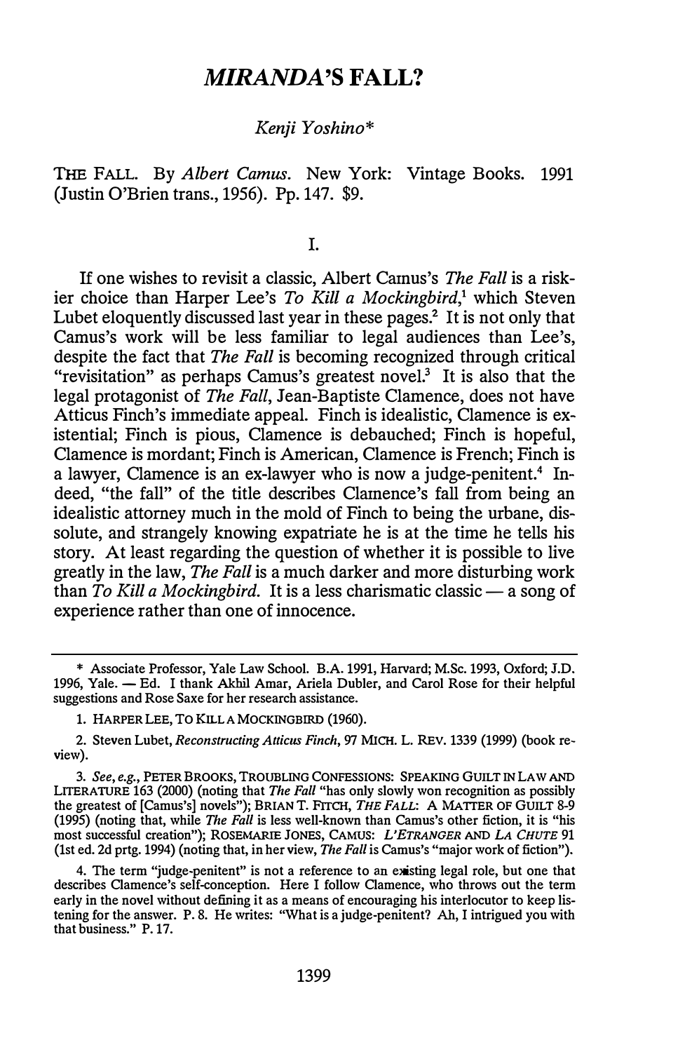# *MIRANDA'S* FALL?

*Kenji Yoshino**

THE FALL. By *Albert Camus*. New York: Vintage Books. 1991 (Justin O'Brien trans., 1956). Pp. 147. $9.

I.

If one wishes to revisit a classic, Albert Camus's *The Fall* is a riskier choice than Harper Lee's *To Kill a Mockingbird*,[1] which Steven Lubet eloquently discussed last year in these pages.[2] It is not only that Camus's work will be less familiar to legal audiences than Lee's, despite the fact that *The Fall* is becoming recognized through critical "revisitation" as perhaps Camus's greatest novel.[3] It is also that the legal protagonist of *The Fall*, Jean-Baptiste Clamence, does not have Atticus Finch's immediate appeal. Finch is idealistic, Clamence is existential; Finch is pious, Clamence is debauched; Finch is hopeful, Clamence is mordant; Finch is American, Clamence is French; Finch is a lawyer, Clamence is an ex-lawyer who is now a judge-penitent.[4] Indeed, "the fall" of the title describes Clamence's fall from being an idealistic attorney much in the mold of Finch to being the urbane, dissolute, and strangely knowing expatriate he is at the time he tells his story. At least regarding the question of whether it is possible to live greatly in the law, *The Fall* is a much darker and more disturbing work than *To Kill a Mockingbird*. It is a less charismatic classic — a song of experience rather than one of innocence.

---

\* Associate Professor, Yale Law School. B.A. 1991, Harvard; M.Sc. 1993, Oxford; J.D. 1996, Yale. — Ed. I thank Akhil Amar, Ariela Dubler, and Carol Rose for their helpful suggestions and Rose Saxe for her research assistance.

1. HARPER LEE, TO KILL A MOCKINGBIRD (1960).

2. Steven Lubet, *Reconstructing Atticus Finch*, 97 MICH. L. REV. 1339 (1999) (book review).

3. *See, e.g.*, PETER BROOKS, TROUBLING CONFESSIONS: SPEAKING GUILT IN LAW AND LITERATURE 163 (2000) (noting that *The Fall* "has only slowly won recognition as possibly the greatest of [Camus's] novels"); BRIAN T. FITCH, *THE FALL*: A MATTER OF GUILT 8-9 (1995) (noting that, while *The Fall* is less well-known than Camus's other fiction, it is "his most successful creation"); ROSEMARIE JONES, CAMUS: *L'ETRANGER* AND *LA CHUTE* 91 (1st ed. 2d prtg. 1994) (noting that, in her view, *The Fall* is Camus's "major work of fiction").

4. The term "judge-penitent" is not a reference to an existing legal role, but one that describes Clamence's self-conception. Here I follow Clamence, who throws out the term early in the novel without defining it as a means of encouraging his interlocutor to keep listening for the answer. P. 8. He writes: "What is a judge-penitent? Ah, I intrigued you with that business." P. 17.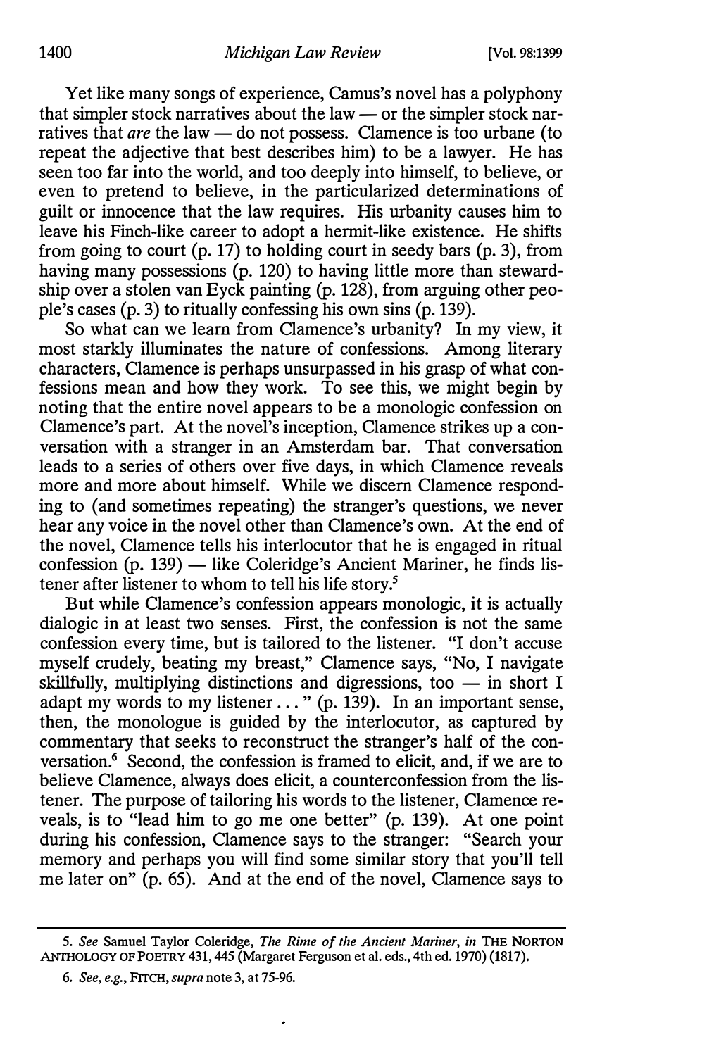Yet like many songs of experience, Camus's novel has a polyphony that simpler stock narratives about the law — or the simpler stock narratives that *are* the law — do not possess. Clamence is too urbane (to repeat the adjective that best describes him) to be a lawyer. He has seen too far into the world, and too deeply into himself, to believe, or even to pretend to believe, in the particularized determinations of guilt or innocence that the law requires. His urbanity causes him to leave his Finch-like career to adopt a hermit-like existence. He shifts from going to court (p. 17) to holding court in seedy bars (p. 3), from having many possessions (p. 120) to having little more than stewardship over a stolen van Eyck painting (p. 128), from arguing other people's cases (p. 3) to ritually confessing his own sins (p. 139).

So what can we learn from Clamence's urbanity? In my view, it most starkly illuminates the nature of confessions. Among literary characters, Clamence is perhaps unsurpassed in his grasp of what confessions mean and how they work. To see this, we might begin by noting that the entire novel appears to be a monologic confession on Clamence's part. At the novel's inception, Clamence strikes up a conversation with a stranger in an Amsterdam bar. That conversation leads to a series of others over five days, in which Clamence reveals more and more about himself. While we discern Clamence responding to (and sometimes repeating) the stranger's questions, we never hear any voice in the novel other than Clamence's own. At the end of the novel, Clamence tells his interlocutor that he is engaged in ritual confession (p. 139) — like Coleridge's Ancient Mariner, he finds listener after listener to whom to tell his life story.[5]

But while Clamence's confession appears monologic, it is actually dialogic in at least two senses. First, the confession is not the same confession every time, but is tailored to the listener. "I don't accuse myself crudely, beating my breast," Clamence says, "No, I navigate skillfully, multiplying distinctions and digressions, too — in short I adapt my words to my listener . . ." (p. 139). In an important sense, then, the monologue is guided by the interlocutor, as captured by commentary that seeks to reconstruct the stranger's half of the conversation.[6] Second, the confession is framed to elicit, and, if we are to believe Clamence, always does elicit, a counterconfession from the listener. The purpose of tailoring his words to the listener, Clamence reveals, is to "lead him to go me one better" (p. 139). At one point during his confession, Clamence says to the stranger: "Search your memory and perhaps you will find some similar story that you'll tell me later on" (p. 65). And at the end of the novel, Clamence says to

---

5. *See* Samuel Taylor Coleridge, *The Rime of the Ancient Mariner*, *in* THE NORTON ANTHOLOGY OF POETRY 431, 445 (Margaret Ferguson et al. eds., 4th ed. 1970) (1817).

6. *See, e.g.*, FITCH, *supra* note 3, at 75-96.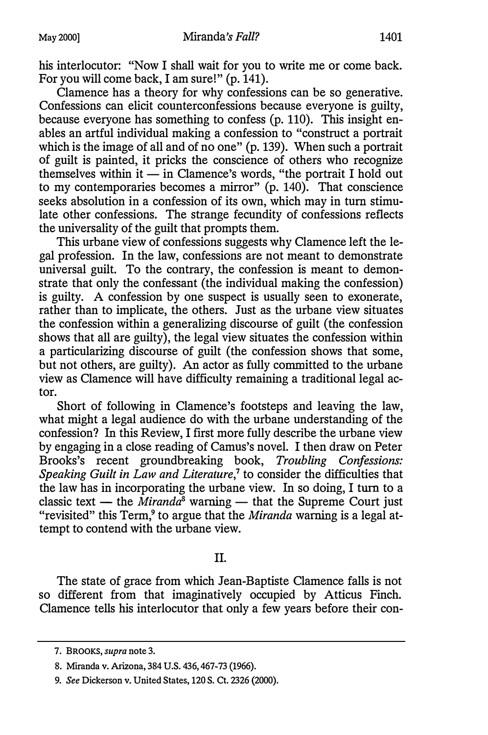his interlocutor: "Now I shall wait for you to write me or come back. For you will come back, I am sure!" (p. 141).

Clamence has a theory for why confessions can be so generative. Confessions can elicit counterconfessions because everyone is guilty, because everyone has something to confess (p. 110). This insight enables an artful individual making a confession to "construct a portrait which is the image of all and of no one" (p. 139). When such a portrait of guilt is painted, it pricks the conscience of others who recognize themselves within it — in Clamence's words, "the portrait I hold out to my contemporaries becomes a mirror" (p. 140). That conscience seeks absolution in a confession of its own, which may in turn stimulate other confessions. The strange fecundity of confessions reflects the universality of the guilt that prompts them.

This urbane view of confessions suggests why Clamence left the legal profession. In the law, confessions are not meant to demonstrate universal guilt. To the contrary, the confession is meant to demonstrate that only the confessant (the individual making the confession) is guilty. A confession by one suspect is usually seen to exonerate, rather than to implicate, the others. Just as the urbane view situates the confession within a generalizing discourse of guilt (the confession shows that all are guilty), the legal view situates the confession within a particularizing discourse of guilt (the confession shows that some, but not others, are guilty). An actor as fully committed to the urbane view as Clamence will have difficulty remaining a traditional legal actor.

Short of following in Clamence's footsteps and leaving the law, what might a legal audience do with the urbane understanding of the confession? In this Review, I first more fully describe the urbane view by engaging in a close reading of Camus's novel. I then draw on Peter Brooks's recent groundbreaking book, *Troubling Confessions: Speaking Guilt in Law and Literature*,[7] to consider the difficulties that the law has in incorporating the urbane view. In so doing, I turn to a classic text — the *Miranda*[8] warning — that the Supreme Court just "revisited" this Term,[9] to argue that the *Miranda* warning is a legal attempt to contend with the urbane view.

## II.

The state of grace from which Jean-Baptiste Clamence falls is not so different from that imaginatively occupied by Atticus Finch. Clamence tells his interlocutor that only a few years before their con-

---

7. BROOKS, *supra* note 3.

8. Miranda v. Arizona, 384 U.S. 436, 467-73 (1966).

9. *See* Dickerson v. United States, 120 S. Ct. 2326 (2000).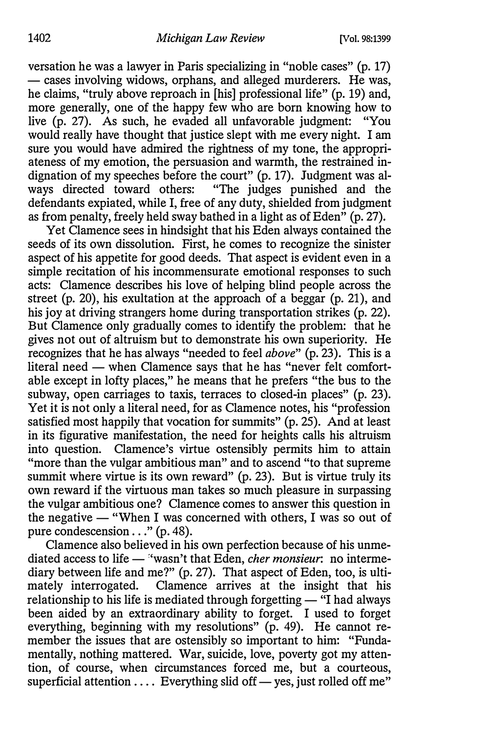versation he was a lawyer in Paris specializing in "noble cases" (p. 17) — cases involving widows, orphans, and alleged murderers. He was, he claims, "truly above reproach in [his] professional life" (p. 19) and, more generally, one of the happy few who are born knowing how to live (p. 27). As such, he evaded all unfavorable judgment: "You would really have thought that justice slept with me every night. I am sure you would have admired the rightness of my tone, the appropriateness of my emotion, the persuasion and warmth, the restrained indignation of my speeches before the court" (p. 17). Judgment was always directed toward others: "The judges punished and the defendants expiated, while I, free of any duty, shielded from judgment as from penalty, freely held sway bathed in a light as of Eden" (p. 27).

Yet Clamence sees in hindsight that his Eden always contained the seeds of its own dissolution. First, he comes to recognize the sinister aspect of his appetite for good deeds. That aspect is evident even in a simple recitation of his incommensurate emotional responses to such acts: Clamence describes his love of helping blind people across the street (p. 20), his exultation at the approach of a beggar (p. 21), and his joy at driving strangers home during transportation strikes (p. 22). But Clamence only gradually comes to identify the problem: that he gives not out of altruism but to demonstrate his own superiority. He recognizes that he has always "needed to feel *above*" (p. 23). This is a literal need — when Clamence says that he has "never felt comfortable except in lofty places," he means that he prefers "the bus to the subway, open carriages to taxis, terraces to closed-in places" (p. 23). Yet it is not only a literal need, for as Clamence notes, his "profession satisfied most happily that vocation for summits" (p. 25). And at least in its figurative manifestation, the need for heights calls his altruism into question. Clamence's virtue ostensibly permits him to attain "more than the vulgar ambitious man" and to ascend "to that supreme summit where virtue is its own reward" (p. 23). But is virtue truly its own reward if the virtuous man takes so much pleasure in surpassing the vulgar ambitious one? Clamence comes to answer this question in the negative — "When I was concerned with others, I was so out of pure condescension . . ." (p. 48).

Clamence also believed in his own perfection because of his unmediated access to life — "wasn't that Eden, *cher monsieur*: no intermediary between life and me?" (p. 27). That aspect of Eden, too, is ultimately interrogated. Clamence arrives at the insight that his relationship to his life is mediated through forgetting — "I had always been aided by an extraordinary ability to forget. I used to forget everything, beginning with my resolutions" (p. 49). He cannot remember the issues that are ostensibly so important to him: "Fundamentally, nothing mattered. War, suicide, love, poverty got my attention, of course, when circumstances forced me, but a courteous, superficial attention . . . . Everything slid off — yes, just rolled off me"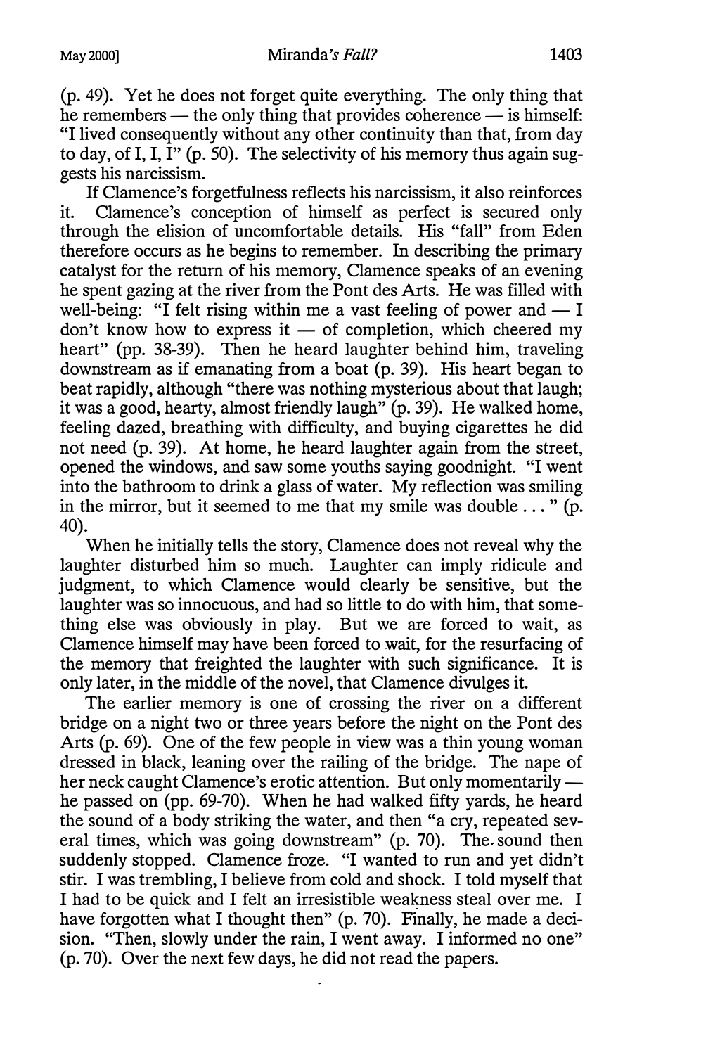(p. 49). Yet he does not forget quite everything. The only thing that he remembers — the only thing that provides coherence — is himself: "I lived consequently without any other continuity than that, from day to day, of I, I, I" (p. 50). The selectivity of his memory thus again suggests his narcissism.

If Clamence's forgetfulness reflects his narcissism, it also reinforces it. Clamence's conception of himself as perfect is secured only through the elision of uncomfortable details. His "fall" from Eden therefore occurs as he begins to remember. In describing the primary catalyst for the return of his memory, Clamence speaks of an evening he spent gazing at the river from the Pont des Arts. He was filled with well-being: "I felt rising within me a vast feeling of power and — I don't know how to express it — of completion, which cheered my heart" (pp. 38-39). Then he heard laughter behind him, traveling downstream as if emanating from a boat (p. 39). His heart began to beat rapidly, although "there was nothing mysterious about that laugh; it was a good, hearty, almost friendly laugh" (p. 39). He walked home, feeling dazed, breathing with difficulty, and buying cigarettes he did not need (p. 39). At home, he heard laughter again from the street, opened the windows, and saw some youths saying goodnight. "I went into the bathroom to drink a glass of water. My reflection was smiling in the mirror, but it seemed to me that my smile was double . . . " (p. 40).

When he initially tells the story, Clamence does not reveal why the laughter disturbed him so much. Laughter can imply ridicule and judgment, to which Clamence would clearly be sensitive, but the laughter was so innocuous, and had so little to do with him, that something else was obviously in play. But we are forced to wait, as Clamence himself may have been forced to wait, for the resurfacing of the memory that freighted the laughter with such significance. It is only later, in the middle of the novel, that Clamence divulges it.

The earlier memory is one of crossing the river on a different bridge on a night two or three years before the night on the Pont des Arts (p. 69). One of the few people in view was a thin young woman dressed in black, leaning over the railing of the bridge. The nape of her neck caught Clamence's erotic attention. But only momentarily — he passed on (pp. 69-70). When he had walked fifty yards, he heard the sound of a body striking the water, and then "a cry, repeated several times, which was going downstream" (p. 70). The sound then suddenly stopped. Clamence froze. "I wanted to run and yet didn't stir. I was trembling, I believe from cold and shock. I told myself that I had to be quick and I felt an irresistible weakness steal over me. I have forgotten what I thought then" (p. 70). Finally, he made a decision. "Then, slowly under the rain, I went away. I informed no one" (p. 70). Over the next few days, he did not read the papers.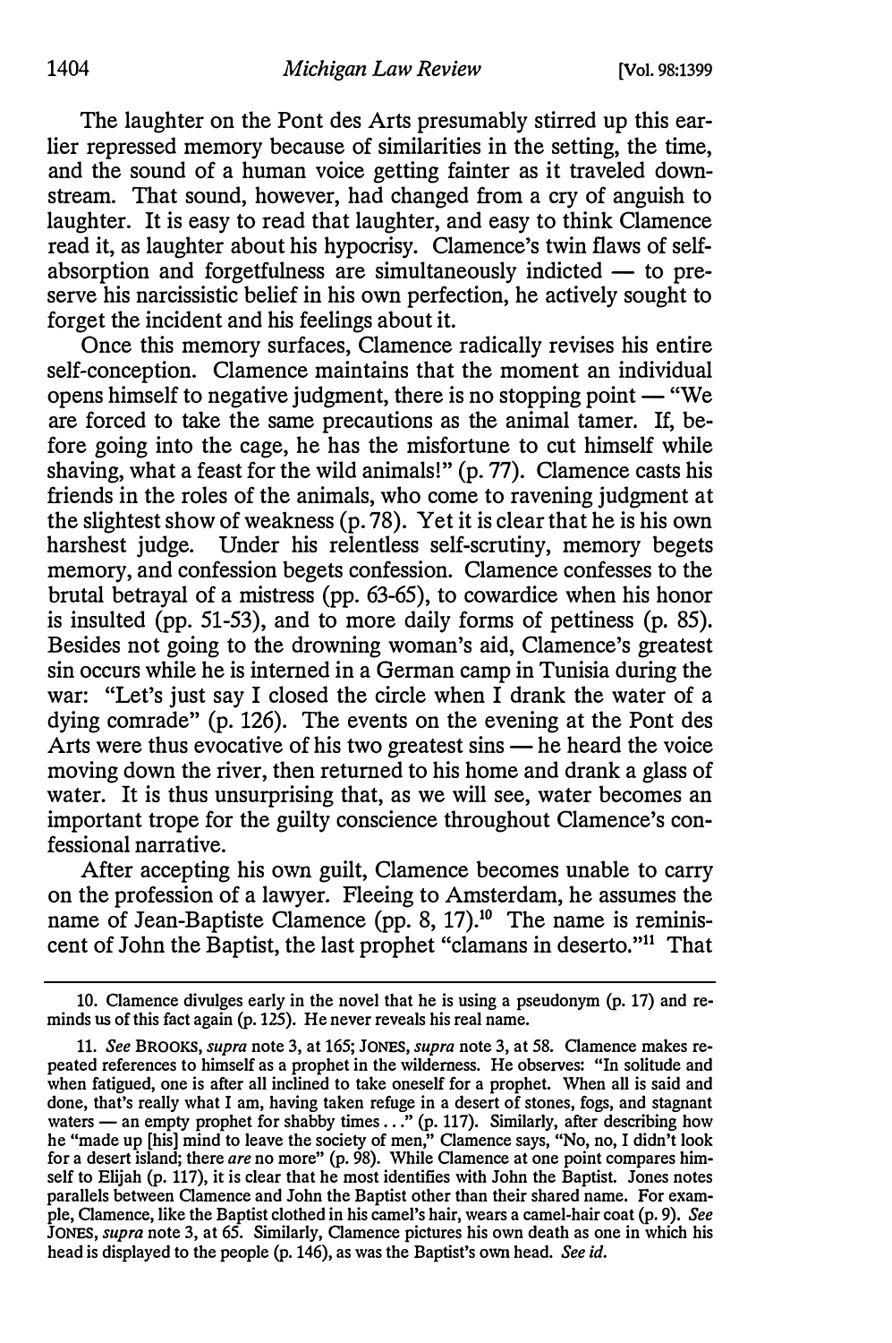The laughter on the Pont des Arts presumably stirred up this earlier repressed memory because of similarities in the setting, the time, and the sound of a human voice getting fainter as it traveled downstream. That sound, however, had changed from a cry of anguish to laughter. It is easy to read that laughter, and easy to think Clamence read it, as laughter about his hypocrisy. Clamence's twin flaws of self-absorption and forgetfulness are simultaneously indicted — to preserve his narcissistic belief in his own perfection, he actively sought to forget the incident and his feelings about it.

Once this memory surfaces, Clamence radically revises his entire self-conception. Clamence maintains that the moment an individual opens himself to negative judgment, there is no stopping point — "We are forced to take the same precautions as the animal tamer. If, before going into the cage, he has the misfortune to cut himself while shaving, what a feast for the wild animals!" (p. 77). Clamence casts his friends in the roles of the animals, who come to ravening judgment at the slightest show of weakness (p. 78). Yet it is clear that he is his own harshest judge. Under his relentless self-scrutiny, memory begets memory, and confession begets confession. Clamence confesses to the brutal betrayal of a mistress (pp. 63-65), to cowardice when his honor is insulted (pp. 51-53), and to more daily forms of pettiness (p. 85). Besides not going to the drowning woman's aid, Clamence's greatest sin occurs while he is interned in a German camp in Tunisia during the war: "Let's just say I closed the circle when I drank the water of a dying comrade" (p. 126). The events on the evening at the Pont des Arts were thus evocative of his two greatest sins — he heard the voice moving down the river, then returned to his home and drank a glass of water. It is thus unsurprising that, as we will see, water becomes an important trope for the guilty conscience throughout Clamence's confessional narrative.

After accepting his own guilt, Clamence becomes unable to carry on the profession of a lawyer. Fleeing to Amsterdam, he assumes the name of Jean-Baptiste Clamence (pp. 8, 17).[10] The name is reminiscent of John the Baptist, the last prophet "clamans in deserto."[11] That

---

10. Clamence divulges early in the novel that he is using a pseudonym (p. 17) and reminds us of this fact again (p. 125). He never reveals his real name.

11. *See* BROOKS, *supra* note 3, at 165; JONES, *supra* note 3, at 58. Clamence makes repeated references to himself as a prophet in the wilderness. He observes: "In solitude and when fatigued, one is after all inclined to take oneself for a prophet. When all is said and done, that's really what I am, having taken refuge in a desert of stones, fogs, and stagnant waters — an empty prophet for shabby times . . ." (p. 117). Similarly, after describing how he "made up [his] mind to leave the society of men," Clamence says, "No, no, I didn't look for a desert island; there *are* no more" (p. 98). While Clamence at one point compares himself to Elijah (p. 117), it is clear that he most identifies with John the Baptist. Jones notes parallels between Clamence and John the Baptist other than their shared name. For example, Clamence, like the Baptist clothed in his camel's hair, wears a camel-hair coat (p. 9). *See* JONES, *supra* note 3, at 65. Similarly, Clamence pictures his own death as one in which his head is displayed to the people (p. 146), as was the Baptist's own head. *See id.*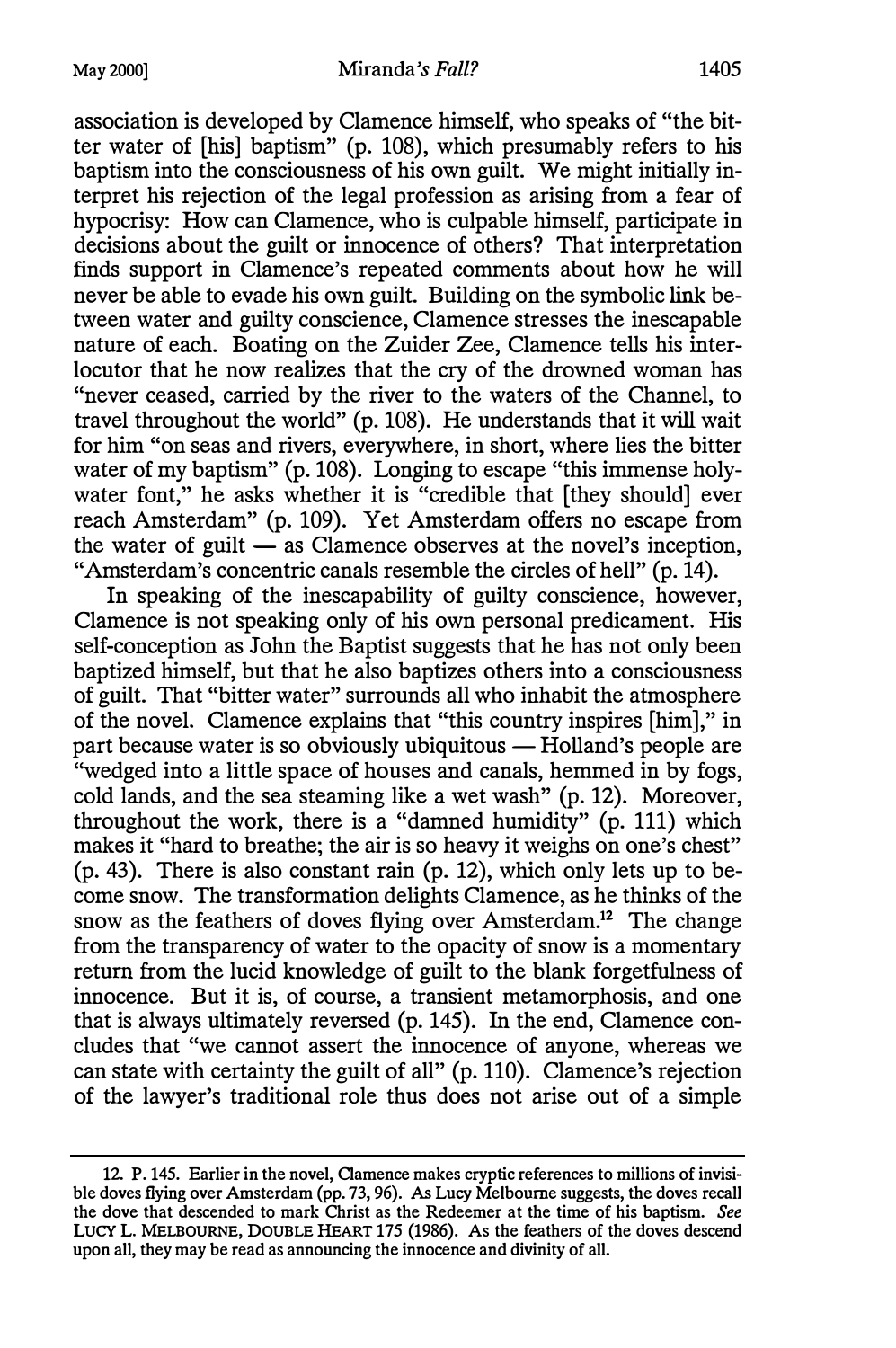association is developed by Clamence himself, who speaks of "the bitter water of [his] baptism" (p. 108), which presumably refers to his baptism into the consciousness of his own guilt. We might initially interpret his rejection of the legal profession as arising from a fear of hypocrisy: How can Clamence, who is culpable himself, participate in decisions about the guilt or innocence of others? That interpretation finds support in Clamence's repeated comments about how he will never be able to evade his own guilt. Building on the symbolic link between water and guilty conscience, Clamence stresses the inescapable nature of each. Boating on the Zuider Zee, Clamence tells his interlocutor that he now realizes that the cry of the drowned woman has "never ceased, carried by the river to the waters of the Channel, to travel throughout the world" (p. 108). He understands that it will wait for him "on seas and rivers, everywhere, in short, where lies the bitter water of my baptism" (p. 108). Longing to escape "this immense holy-water font," he asks whether it is "credible that [they should] ever reach Amsterdam" (p. 109). Yet Amsterdam offers no escape from the water of guilt — as Clamence observes at the novel's inception, "Amsterdam's concentric canals resemble the circles of hell" (p. 14).

In speaking of the inescapability of guilty conscience, however, Clamence is not speaking only of his own personal predicament. His self-conception as John the Baptist suggests that he has not only been baptized himself, but that he also baptizes others into a consciousness of guilt. That "bitter water" surrounds all who inhabit the atmosphere of the novel. Clamence explains that "this country inspires [him]," in part because water is so obviously ubiquitous — Holland's people are "wedged into a little space of houses and canals, hemmed in by fogs, cold lands, and the sea steaming like a wet wash" (p. 12). Moreover, throughout the work, there is a "damned humidity" (p. 111) which makes it "hard to breathe; the air is so heavy it weighs on one's chest" (p. 43). There is also constant rain (p. 12), which only lets up to become snow. The transformation delights Clamence, as he thinks of the snow as the feathers of doves flying over Amsterdam.[12] The change from the transparency of water to the opacity of snow is a momentary return from the lucid knowledge of guilt to the blank forgetfulness of innocence. But it is, of course, a transient metamorphosis, and one that is always ultimately reversed (p. 145). In the end, Clamence concludes that "we cannot assert the innocence of anyone, whereas we can state with certainty the guilt of all" (p. 110). Clamence's rejection of the lawyer's traditional role thus does not arise out of a simple

---

12. P. 145. Earlier in the novel, Clamence makes cryptic references to millions of invisible doves flying over Amsterdam (pp. 73, 96). As Lucy Melbourne suggests, the doves recall the dove that descended to mark Christ as the Redeemer at the time of his baptism. *See* LUCY L. MELBOURNE, DOUBLE HEART 175 (1986). As the feathers of the doves descend upon all, they may be read as announcing the innocence and divinity of all.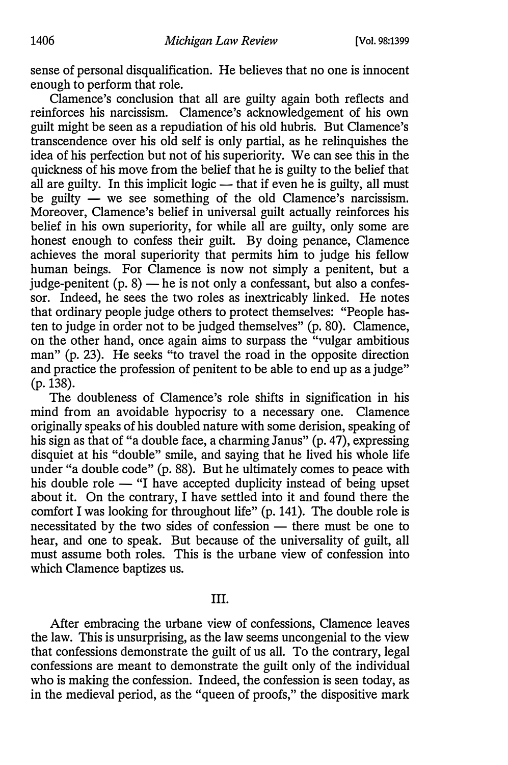sense of personal disqualification. He believes that no one is innocent enough to perform that role.

Clamence's conclusion that all are guilty again both reflects and reinforces his narcissism. Clamence's acknowledgement of his own guilt might be seen as a repudiation of his old hubris. But Clamence's transcendence over his old self is only partial, as he relinquishes the idea of his perfection but not of his superiority. We can see this in the quickness of his move from the belief that he is guilty to the belief that all are guilty. In this implicit logic — that if even he is guilty, all must be guilty — we see something of the old Clamence's narcissism. Moreover, Clamence's belief in universal guilt actually reinforces his belief in his own superiority, for while all are guilty, only some are honest enough to confess their guilt. By doing penance, Clamence achieves the moral superiority that permits him to judge his fellow human beings. For Clamence is now not simply a penitent, but a judge-penitent (p. 8) — he is not only a confessant, but also a confessor. Indeed, he sees the two roles as inextricably linked. He notes that ordinary people judge others to protect themselves: "People hasten to judge in order not to be judged themselves" (p. 80). Clamence, on the other hand, once again aims to surpass the "vulgar ambitious man" (p. 23). He seeks "to travel the road in the opposite direction and practice the profession of penitent to be able to end up as a judge" (p. 138).

The doubleness of Clamence's role shifts in signification in his mind from an avoidable hypocrisy to a necessary one. Clamence originally speaks of his doubled nature with some derision, speaking of his sign as that of "a double face, a charming Janus" (p. 47), expressing disquiet at his "double" smile, and saying that he lived his whole life under "a double code" (p. 88). But he ultimately comes to peace with his double role — "I have accepted duplicity instead of being upset about it. On the contrary, I have settled into it and found there the comfort I was looking for throughout life" (p. 141). The double role is necessitated by the two sides of confession — there must be one to hear, and one to speak. But because of the universality of guilt, all must assume both roles. This is the urbane view of confession into which Clamence baptizes us.

## III.

After embracing the urbane view of confessions, Clamence leaves the law. This is unsurprising, as the law seems uncongenial to the view that confessions demonstrate the guilt of us all. To the contrary, legal confessions are meant to demonstrate the guilt only of the individual who is making the confession. Indeed, the confession is seen today, as in the medieval period, as the "queen of proofs," the dispositive mark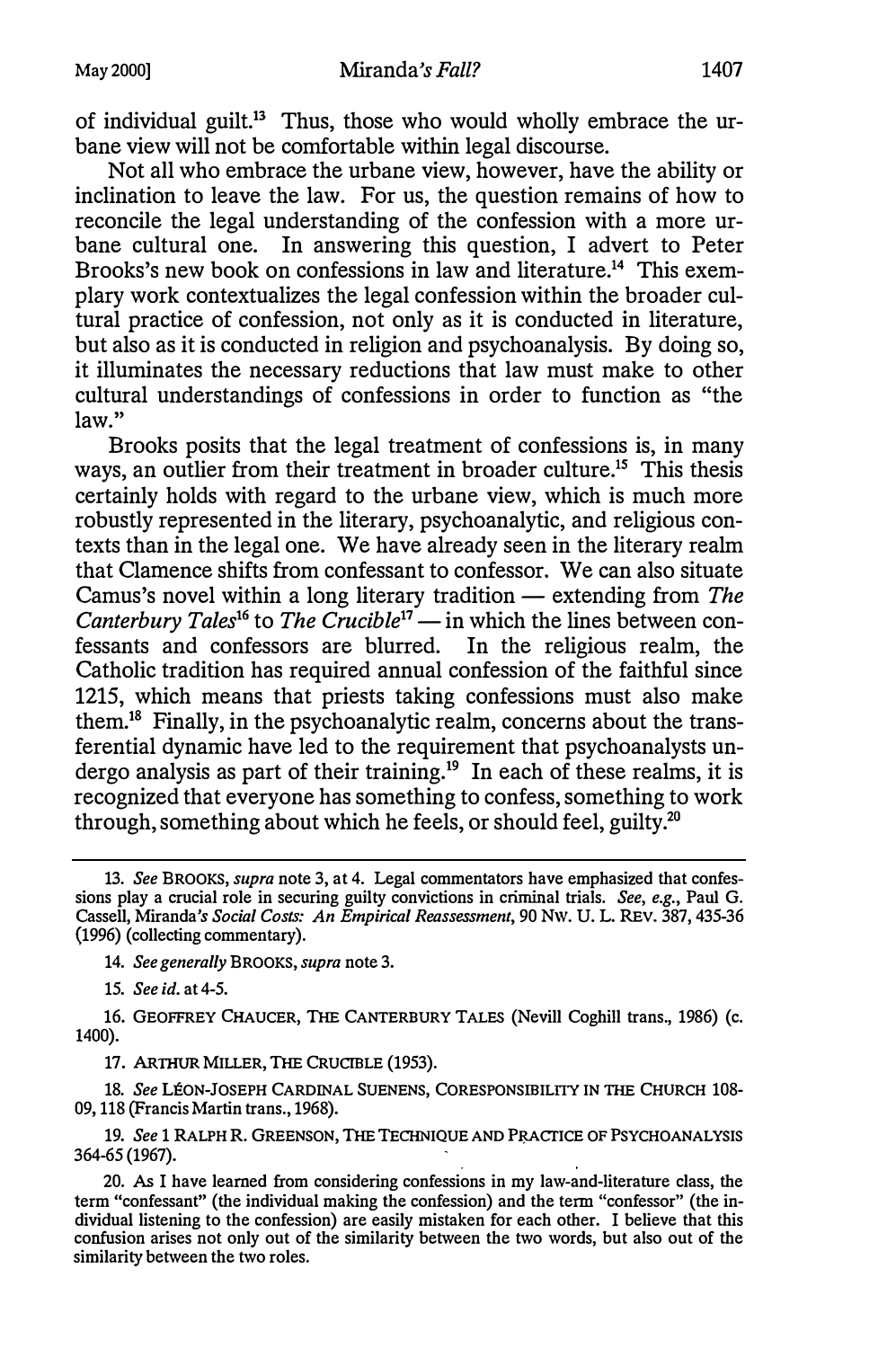of individual guilt.[13] Thus, those who would wholly embrace the urbane view will not be comfortable within legal discourse.

Not all who embrace the urbane view, however, have the ability or inclination to leave the law. For us, the question remains of how to reconcile the legal understanding of the confession with a more urbane cultural one. In answering this question, I advert to Peter Brooks's new book on confessions in law and literature.[14] This exemplary work contextualizes the legal confession within the broader cultural practice of confession, not only as it is conducted in literature, but also as it is conducted in religion and psychoanalysis. By doing so, it illuminates the necessary reductions that law must make to other cultural understandings of confessions in order to function as "the law."

Brooks posits that the legal treatment of confessions is, in many ways, an outlier from their treatment in broader culture.[15] This thesis certainly holds with regard to the urbane view, which is much more robustly represented in the literary, psychoanalytic, and religious contexts than in the legal one. We have already seen in the literary realm that Clamence shifts from confessant to confessor. We can also situate Camus's novel within a long literary tradition — extending from *The Canterbury Tales*[16] to *The Crucible*[17] — in which the lines between confessants and confessors are blurred. In the religious realm, the Catholic tradition has required annual confession of the faithful since 1215, which means that priests taking confessions must also make them.[18] Finally, in the psychoanalytic realm, concerns about the transferential dynamic have led to the requirement that psychoanalysts undergo analysis as part of their training.[19] In each of these realms, it is recognized that everyone has something to confess, something to work through, something about which he feels, or should feel, guilty.[20]

---

13. *See* BROOKS, *supra* note 3, at 4. Legal commentators have emphasized that confessions play a crucial role in securing guilty convictions in criminal trials. *See, e.g.*, Paul G. Cassell, *Miranda's Social Costs: An Empirical Reassessment*, 90 NW. U. L. REV. 387, 435-36 (1996) (collecting commentary).

14. *See generally* BROOKS, *supra* note 3.

15. *See id.* at 4-5.

16. GEOFFREY CHAUCER, THE CANTERBURY TALES (Nevill Coghill trans., 1986) (c. 1400).

17. ARTHUR MILLER, THE CRUCIBLE (1953).

18. *See* LÉON-JOSEPH CARDINAL SUENENS, CORESPONSIBILITY IN THE CHURCH 108-09, 118 (Francis Martin trans., 1968).

19. *See* 1 RALPH R. GREENSON, THE TECHNIQUE AND PRACTICE OF PSYCHOANALYSIS 364-65 (1967).

20. As I have learned from considering confessions in my law-and-literature class, the term "confessant" (the individual making the confession) and the term "confessor" (the individual listening to the confession) are easily mistaken for each other. I believe that this confusion arises not only out of the similarity between the two words, but also out of the similarity between the two roles.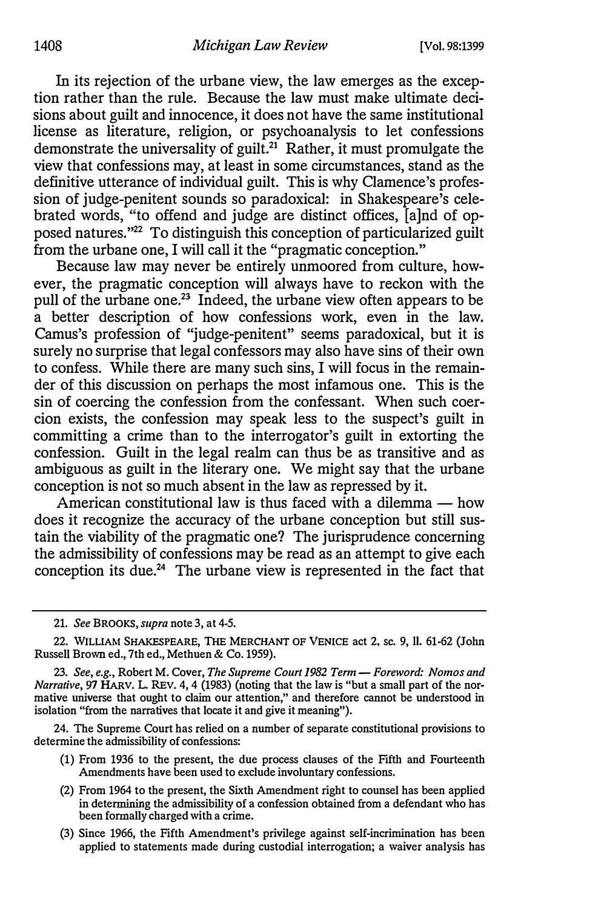In its rejection of the urbane view, the law emerges as the exception rather than the rule. Because the law must make ultimate decisions about guilt and innocence, it does not have the same institutional license as literature, religion, or psychoanalysis to let confessions demonstrate the universality of guilt.[21] Rather, it must promulgate the view that confessions may, at least in some circumstances, stand as the definitive utterance of individual guilt. This is why Clamence's profession of judge-penitent sounds so paradoxical: in Shakespeare's celebrated words, "to offend and judge are distinct offices, [a]nd of opposed natures."[22] To distinguish this conception of particularized guilt from the urbane one, I will call it the "pragmatic conception."

Because law may never be entirely unmoored from culture, however, the pragmatic conception will always have to reckon with the pull of the urbane one.[23] Indeed, the urbane view often appears to be a better description of how confessions work, even in the law. Camus's profession of "judge-penitent" seems paradoxical, but it is surely no surprise that legal confessors may also have sins of their own to confess. While there are many such sins, I will focus in the remainder of this discussion on perhaps the most infamous one. This is the sin of coercing the confession from the confessant. When such coercion exists, the confession may speak less to the suspect's guilt in committing a crime than to the interrogator's guilt in extorting the confession. Guilt in the legal realm can thus be as transitive and as ambiguous as guilt in the literary one. We might say that the urbane conception is not so much absent in the law as repressed by it.

American constitutional law is thus faced with a dilemma — how does it recognize the accuracy of the urbane conception but still sustain the viability of the pragmatic one? The jurisprudence concerning the admissibility of confessions may be read as an attempt to give each conception its due.[24] The urbane view is represented in the fact that

---

21. *See* BROOKS, *supra* note 3, at 4-5.

22. WILLIAM SHAKESPEARE, THE MERCHANT OF VENICE act 2, sc. 9, ll. 61-62 (John Russell Brown ed., 7th ed., Methuen & Co. 1959).

23. *See, e.g.*, Robert M. Cover, *The Supreme Court 1982 Term — Foreword: Nomos and Narrative*, 97 HARV. L. REV. 4, 4 (1983) (noting that the law is "but a small part of the normative universe that ought to claim our attention," and therefore cannot be understood in isolation "from the narratives that locate it and give it meaning").

24. The Supreme Court has relied on a number of separate constitutional provisions to determine the admissibility of confessions:

(1) From 1936 to the present, the due process clauses of the Fifth and Fourteenth Amendments have been used to exclude involuntary confessions.

(2) From 1964 to the present, the Sixth Amendment right to counsel has been applied in determining the admissibility of a confession obtained from a defendant who has been formally charged with a crime.

(3) Since 1966, the Fifth Amendment's privilege against self-incrimination has been applied to statements made during custodial interrogation; a waiver analysis has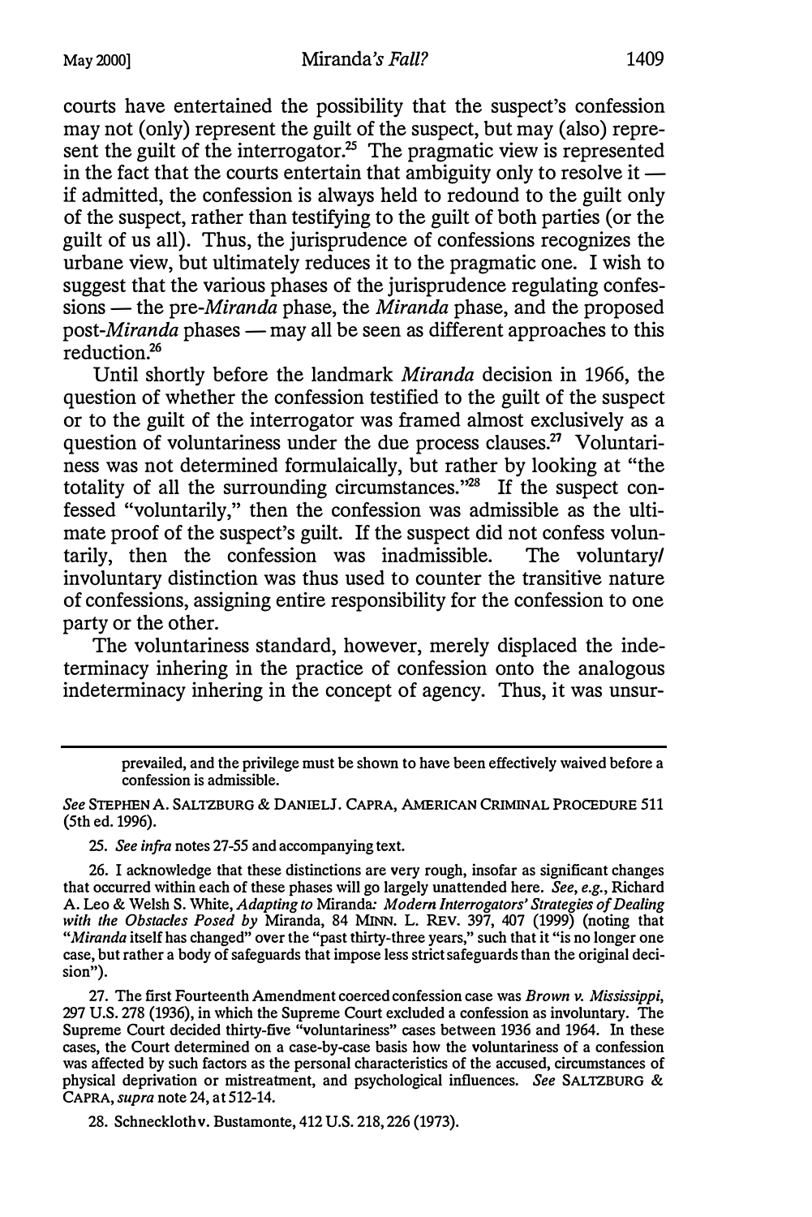courts have entertained the possibility that the suspect's confession may not (only) represent the guilt of the suspect, but may (also) represent the guilt of the interrogator.[25] The pragmatic view is represented in the fact that the courts entertain that ambiguity only to resolve it — if admitted, the confession is always held to redound to the guilt only of the suspect, rather than testifying to the guilt of both parties (or the guilt of us all). Thus, the jurisprudence of confessions recognizes the urbane view, but ultimately reduces it to the pragmatic one. I wish to suggest that the various phases of the jurisprudence regulating confessions — the pre-*Miranda* phase, the *Miranda* phase, and the proposed post-*Miranda* phases — may all be seen as different approaches to this reduction.[26]

Until shortly before the landmark *Miranda* decision in 1966, the question of whether the confession testified to the guilt of the suspect or to the guilt of the interrogator was framed almost exclusively as a question of voluntariness under the due process clauses.[27] Voluntariness was not determined formulaically, but rather by looking at "the totality of all the surrounding circumstances."[28] If the suspect confessed "voluntarily," then the confession was admissible as the ultimate proof of the suspect's guilt. If the suspect did not confess voluntarily, then the confession was inadmissible. The voluntary/involuntary distinction was thus used to counter the transitive nature of confessions, assigning entire responsibility for the confession to one party or the other.

The voluntariness standard, however, merely displaced the indeterminacy inhering in the practice of confession onto the analogous indeterminacy inhering in the concept of agency. Thus, it was unsur-

---

prevailed, and the privilege must be shown to have been effectively waived before a confession is admissible.

*See* STEPHEN A. SALTZBURG & DANIEL J. CAPRA, AMERICAN CRIMINAL PROCEDURE 511 (5th ed. 1996).

25. *See infra* notes 27-55 and accompanying text.

26. I acknowledge that these distinctions are very rough, insofar as significant changes that occurred within each of these phases will go largely unattended here. *See, e.g.*, Richard A. Leo & Welsh S. White, *Adapting to* Miranda*: Modern Interrogators' Strategies of Dealing with the Obstacles Posed by* Miranda, 84 MINN. L. REV. 397, 407 (1999) (noting that "*Miranda* itself has changed" over the "past thirty-three years," such that it "is no longer one case, but rather a body of safeguards that impose less strict safeguards than the original decision").

27. The first Fourteenth Amendment coerced confession case was *Brown v. Mississippi*, 297 U.S. 278 (1936), in which the Supreme Court excluded a confession as involuntary. The Supreme Court decided thirty-five "voluntariness" cases between 1936 and 1964. In these cases, the Court determined on a case-by-case basis how the voluntariness of a confession was affected by such factors as the personal characteristics of the accused, circumstances of physical deprivation or mistreatment, and psychological influences. *See* SALTZBURG & CAPRA, *supra* note 24, at 512-14.

28. Schneckloth v. Bustamonte, 412 U.S. 218, 226 (1973).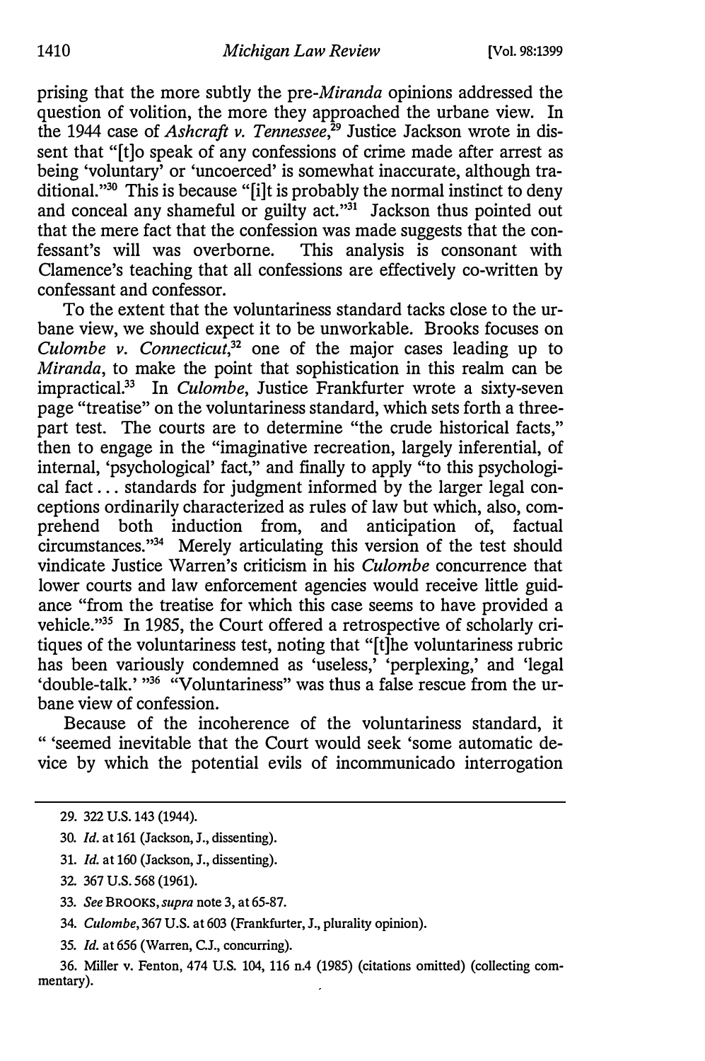prising that the more subtly the pre-*Miranda* opinions addressed the question of volition, the more they approached the urbane view. In the 1944 case of *Ashcraft v. Tennessee*,[29] Justice Jackson wrote in dissent that "[t]o speak of any confessions of crime made after arrest as being 'voluntary' or 'uncoerced' is somewhat inaccurate, although traditional."[30] This is because "[i]t is probably the normal instinct to deny and conceal any shameful or guilty act."[31] Jackson thus pointed out that the mere fact that the confession was made suggests that the confessant's will was overborne. This analysis is consonant with Clamence's teaching that all confessions are effectively co-written by confessant and confessor.

To the extent that the voluntariness standard tacks close to the urbane view, we should expect it to be unworkable. Brooks focuses on *Culombe v. Connecticut*,[32] one of the major cases leading up to *Miranda*, to make the point that sophistication in this realm can be impractical.[33] In *Culombe*, Justice Frankfurter wrote a sixty-seven page "treatise" on the voluntariness standard, which sets forth a three-part test. The courts are to determine "the crude historical facts," then to engage in the "imaginative recreation, largely inferential, of internal, 'psychological' fact," and finally to apply "to this psychological fact . . . standards for judgment informed by the larger legal conceptions ordinarily characterized as rules of law but which, also, comprehend both induction from, and anticipation of, factual circumstances."[34] Merely articulating this version of the test should vindicate Justice Warren's criticism in his *Culombe* concurrence that lower courts and law enforcement agencies would receive little guidance "from the treatise for which this case seems to have provided a vehicle."[35] In 1985, the Court offered a retrospective of scholarly critiques of the voluntariness test, noting that "[t]he voluntariness rubric has been variously condemned as 'useless,' 'perplexing,' and 'legal 'double-talk.' "[36] "Voluntariness" was thus a false rescue from the urbane view of confession.

Because of the incoherence of the voluntariness standard, it " 'seemed inevitable that the Court would seek 'some automatic device by which the potential evils of incommunicado interrogation

29. 322 U.S. 143 (1944).

30. *Id.* at 161 (Jackson, J., dissenting).

31. *Id.* at 160 (Jackson, J., dissenting).

32. 367 U.S. 568 (1961).

33. *See* BROOKS, *supra* note 3, at 65-87.

34. *Culombe*, 367 U.S. at 603 (Frankfurter, J., plurality opinion).

35. *Id.* at 656 (Warren, C.J., concurring).

36. Miller v. Fenton, 474 U.S. 104, 116 n.4 (1985) (citations omitted) (collecting commentary).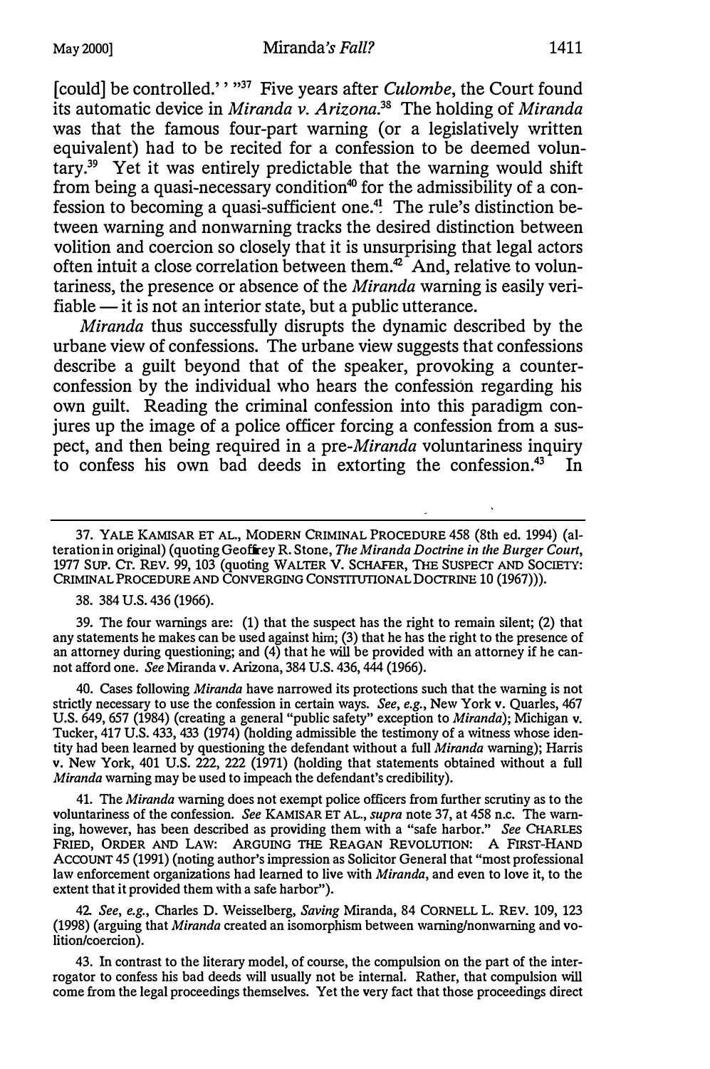[could] be controlled.' '"[37] Five years after *Culombe*, the Court found its automatic device in *Miranda v. Arizona*.[38] The holding of *Miranda* was that the famous four-part warning (or a legislatively written equivalent) had to be recited for a confession to be deemed voluntary.[39] Yet it was entirely predictable that the warning would shift from being a quasi-necessary condition[40] for the admissibility of a confession to becoming a quasi-sufficient one.[41] The rule's distinction between warning and nonwarning tracks the desired distinction between volition and coercion so closely that it is unsurprising that legal actors often intuit a close correlation between them.[42] And, relative to voluntariness, the presence or absence of the *Miranda* warning is easily verifiable — it is not an interior state, but a public utterance.

*Miranda* thus successfully disrupts the dynamic described by the urbane view of confessions. The urbane view suggests that confessions describe a guilt beyond that of the speaker, provoking a counter-confession by the individual who hears the confession regarding his own guilt. Reading the criminal confession into this paradigm conjures up the image of a police officer forcing a confession from a suspect, and then being required in a pre-*Miranda* voluntariness inquiry to confess his own bad deeds in extorting the confession.[43] In

---

37. YALE KAMISAR ET AL., MODERN CRIMINAL PROCEDURE 458 (8th ed. 1994) (alteration in original) (quoting Geoffrey R. Stone, *The Miranda Doctrine in the Burger Court*, 1977 SUP. CT. REV. 99, 103 (quoting WALTER V. SCHAFER, THE SUSPECT AND SOCIETY: CRIMINAL PROCEDURE AND CONVERGING CONSTITUTIONAL DOCTRINE 10 (1967))).

38. 384 U.S. 436 (1966).

39. The four warnings are: (1) that the suspect has the right to remain silent; (2) that any statements he makes can be used against him; (3) that he has the right to the presence of an attorney during questioning; and (4) that he will be provided with an attorney if he cannot afford one. *See* Miranda v. Arizona, 384 U.S. 436, 444 (1966).

40. Cases following *Miranda* have narrowed its protections such that the warning is not strictly necessary to use the confession in certain ways. *See, e.g.*, New York v. Quarles, 467 U.S. 649, 657 (1984) (creating a general "public safety" exception to *Miranda*); Michigan v. Tucker, 417 U.S. 433, 433 (1974) (holding admissible the testimony of a witness whose identity had been learned by questioning the defendant without a full *Miranda* warning); Harris v. New York, 401 U.S. 222, 222 (1971) (holding that statements obtained without a full *Miranda* warning may be used to impeach the defendant's credibility).

41. The *Miranda* warning does not exempt police officers from further scrutiny as to the voluntariness of the confession. *See* KAMISAR ET AL., *supra* note 37, at 458 n.c. The warning, however, has been described as providing them with a "safe harbor." *See* CHARLES FRIED, ORDER AND LAW: ARGUING THE REAGAN REVOLUTION: A FIRST-HAND ACCOUNT 45 (1991) (noting author's impression as Solicitor General that "most professional law enforcement organizations had learned to live with *Miranda*, and even to love it, to the extent that it provided them with a safe harbor").

42. *See, e.g.*, Charles D. Weisselberg, *Saving* Miranda, 84 CORNELL L. REV. 109, 123 (1998) (arguing that *Miranda* created an isomorphism between warning/nonwarning and volition/coercion).

43. In contrast to the literary model, of course, the compulsion on the part of the interrogator to confess his bad deeds will usually not be internal. Rather, that compulsion will come from the legal proceedings themselves. Yet the very fact that those proceedings direct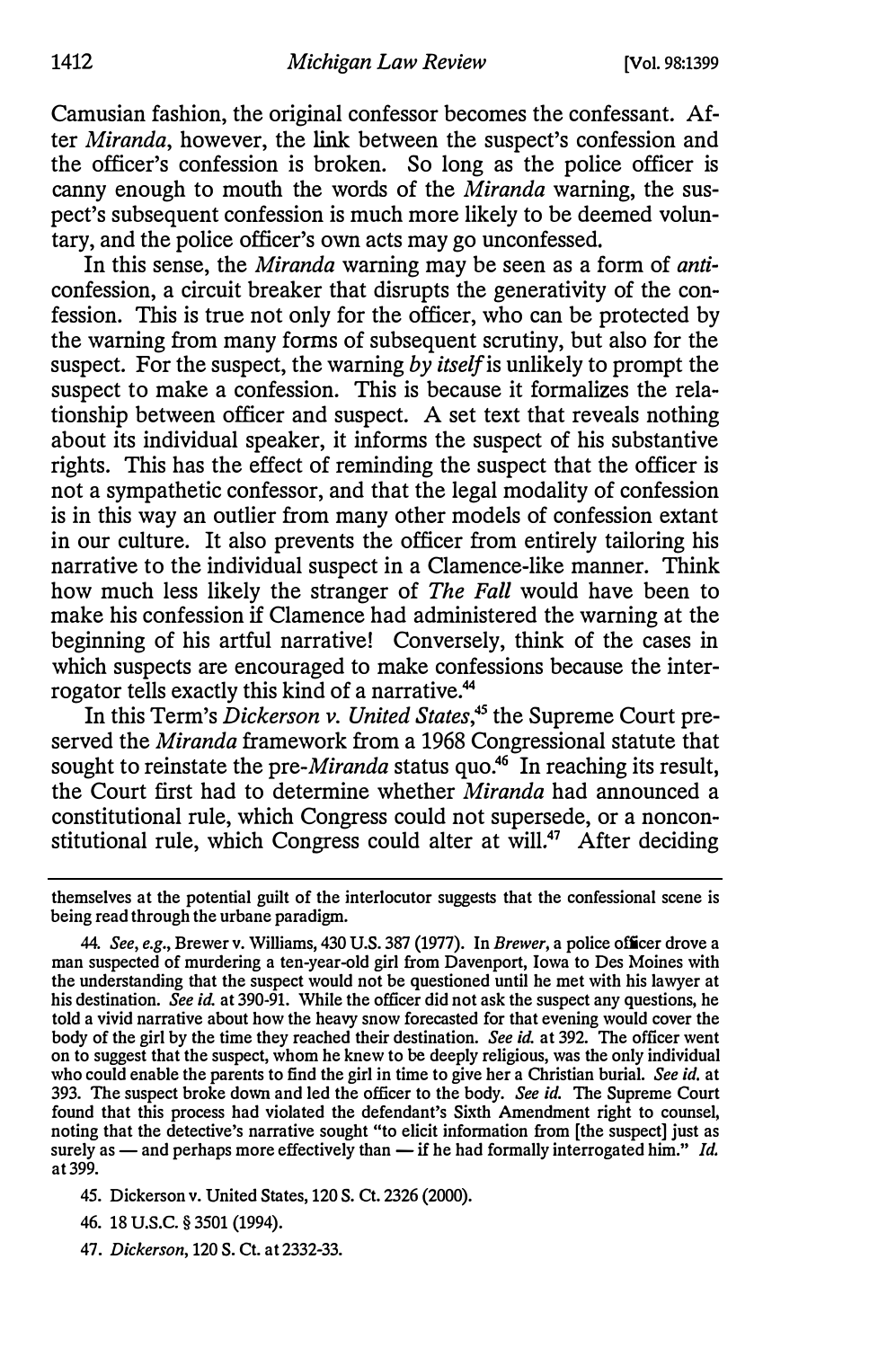Camusian fashion, the original confessor becomes the confessant. After *Miranda*, however, the link between the suspect's confession and the officer's confession is broken. So long as the police officer is canny enough to mouth the words of the *Miranda* warning, the suspect's subsequent confession is much more likely to be deemed voluntary, and the police officer's own acts may go unconfessed.

In this sense, the *Miranda* warning may be seen as a form of *anti*-confession, a circuit breaker that disrupts the generativity of the confession. This is true not only for the officer, who can be protected by the warning from many forms of subsequent scrutiny, but also for the suspect. For the suspect, the warning *by itself* is unlikely to prompt the suspect to make a confession. This is because it formalizes the relationship between officer and suspect. A set text that reveals nothing about its individual speaker, it informs the suspect of his substantive rights. This has the effect of reminding the suspect that the officer is not a sympathetic confessor, and that the legal modality of confession is in this way an outlier from many other models of confession extant in our culture. It also prevents the officer from entirely tailoring his narrative to the individual suspect in a Clamence-like manner. Think how much less likely the stranger of *The Fall* would have been to make his confession if Clamence had administered the warning at the beginning of his artful narrative! Conversely, think of the cases in which suspects are encouraged to make confessions because the interrogator tells exactly this kind of a narrative.[44]

In this Term's *Dickerson v. United States*,[45] the Supreme Court preserved the *Miranda* framework from a 1968 Congressional statute that sought to reinstate the pre-*Miranda* status quo.[46] In reaching its result, the Court first had to determine whether *Miranda* had announced a constitutional rule, which Congress could not supersede, or a nonconstitutional rule, which Congress could alter at will.[47] After deciding

---

themselves at the potential guilt of the interlocutor suggests that the confessional scene is being read through the urbane paradigm.

44. *See, e.g.*, Brewer v. Williams, 430 U.S. 387 (1977). In *Brewer*, a police officer drove a man suspected of murdering a ten-year-old girl from Davenport, Iowa to Des Moines with the understanding that the suspect would not be questioned until he met with his lawyer at his destination. *See id.* at 390-91. While the officer did not ask the suspect any questions, he told a vivid narrative about how the heavy snow forecasted for that evening would cover the body of the girl by the time they reached their destination. *See id.* at 392. The officer went on to suggest that the suspect, whom he knew to be deeply religious, was the only individual who could enable the parents to find the girl in time to give her a Christian burial. *See id.* at 393. The suspect broke down and led the officer to the body. *See id.* The Supreme Court found that this process had violated the defendant's Sixth Amendment right to counsel, noting that the detective's narrative sought "to elicit information from [the suspect] just as surely as — and perhaps more effectively than — if he had formally interrogated him." *Id.* at 399.

45. Dickerson v. United States, 120 S. Ct. 2326 (2000).

46. 18 U.S.C. § 3501 (1994).

47. *Dickerson*, 120 S. Ct. at 2332-33.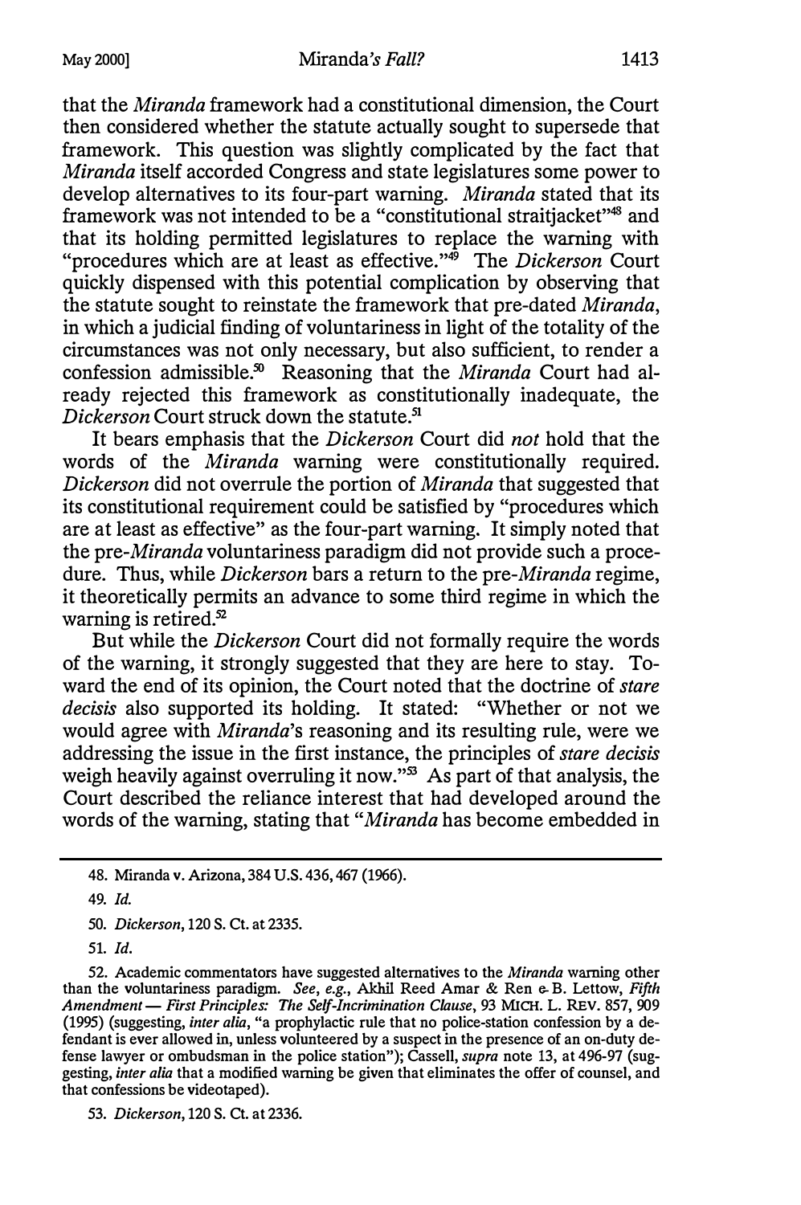that the *Miranda* framework had a constitutional dimension, the Court then considered whether the statute actually sought to supersede that framework. This question was slightly complicated by the fact that *Miranda* itself accorded Congress and state legislatures some power to develop alternatives to its four-part warning. *Miranda* stated that its framework was not intended to be a "constitutional straitjacket"[48] and that its holding permitted legislatures to replace the warning with "procedures which are at least as effective."[49] The *Dickerson* Court quickly dispensed with this potential complication by observing that the statute sought to reinstate the framework that pre-dated *Miranda*, in which a judicial finding of voluntariness in light of the totality of the circumstances was not only necessary, but also sufficient, to render a confession admissible.[50] Reasoning that the *Miranda* Court had already rejected this framework as constitutionally inadequate, the *Dickerson* Court struck down the statute.[51]

It bears emphasis that the *Dickerson* Court did *not* hold that the words of the *Miranda* warning were constitutionally required. *Dickerson* did not overrule the portion of *Miranda* that suggested that its constitutional requirement could be satisfied by "procedures which are at least as effective" as the four-part warning. It simply noted that the pre-*Miranda* voluntariness paradigm did not provide such a procedure. Thus, while *Dickerson* bars a return to the pre-*Miranda* regime, it theoretically permits an advance to some third regime in which the warning is retired.[52]

But while the *Dickerson* Court did not formally require the words of the warning, it strongly suggested that they are here to stay. Toward the end of its opinion, the Court noted that the doctrine of *stare decisis* also supported its holding. It stated: "Whether or not we would agree with *Miranda*'s reasoning and its resulting rule, were we addressing the issue in the first instance, the principles of *stare decisis* weigh heavily against overruling it now."[53] As part of that analysis, the Court described the reliance interest that had developed around the words of the warning, stating that "*Miranda* has become embedded in

---

48. Miranda v. Arizona, 384 U.S. 436, 467 (1966).

49. *Id.*

50. *Dickerson*, 120 S. Ct. at 2335.

51. *Id.*

52. Academic commentators have suggested alternatives to the *Miranda* warning other than the voluntariness paradigm. *See, e.g.*, Akhil Reed Amar & Renée B. Lettow, *Fifth Amendment — First Principles: The Self-Incrimination Clause*, 93 MICH. L. REV. 857, 909 (1995) (suggesting, *inter alia*, "a prophylactic rule that no police-station confession by a defendant is ever allowed in, unless volunteered by a suspect in the presence of an on-duty defense lawyer or ombudsman in the police station"); Cassell, *supra* note 13, at 496-97 (suggesting, *inter alia* that a modified warning be given that eliminates the offer of counsel, and that confessions be videotaped).

53. *Dickerson*, 120 S. Ct. at 2336.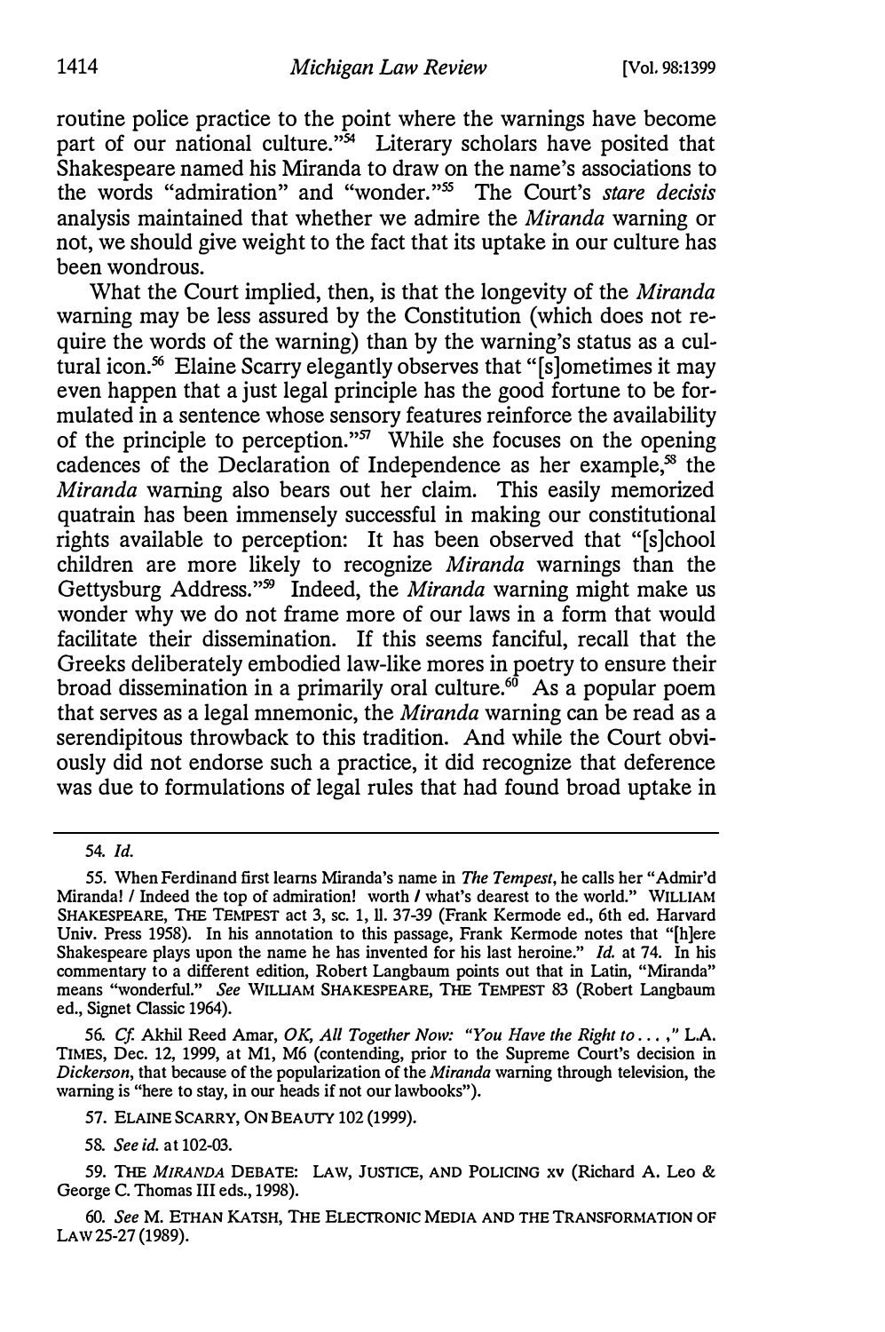routine police practice to the point where the warnings have become part of our national culture."[54] Literary scholars have posited that Shakespeare named his Miranda to draw on the name's associations to the words "admiration" and "wonder."[55] The Court's *stare decisis* analysis maintained that whether we admire the *Miranda* warning or not, we should give weight to the fact that its uptake in our culture has been wondrous.

What the Court implied, then, is that the longevity of the *Miranda* warning may be less assured by the Constitution (which does not require the words of the warning) than by the warning's status as a cultural icon.[56] Elaine Scarry elegantly observes that "[s]ometimes it may even happen that a just legal principle has the good fortune to be formulated in a sentence whose sensory features reinforce the availability of the principle to perception."[57] While she focuses on the opening cadences of the Declaration of Independence as her example,[58] the *Miranda* warning also bears out her claim. This easily memorized quatrain has been immensely successful in making our constitutional rights available to perception: It has been observed that "[s]chool children are more likely to recognize *Miranda* warnings than the Gettysburg Address."[59] Indeed, the *Miranda* warning might make us wonder why we do not frame more of our laws in a form that would facilitate their dissemination. If this seems fanciful, recall that the Greeks deliberately embodied law-like mores in poetry to ensure their broad dissemination in a primarily oral culture.[60] As a popular poem that serves as a legal mnemonic, the *Miranda* warning can be read as a serendipitous throwback to this tradition. And while the Court obviously did not endorse such a practice, it did recognize that deference was due to formulations of legal rules that had found broad uptake in

---

54. *Id.*

55. When Ferdinand first learns Miranda's name in *The Tempest*, he calls her "Admir'd Miranda! / Indeed the top of admiration! worth / what's dearest to the world." WILLIAM SHAKESPEARE, THE TEMPEST act 3, sc. 1, ll. 37-39 (Frank Kermode ed., 6th ed. Harvard Univ. Press 1958). In his annotation to this passage, Frank Kermode notes that "[h]ere Shakespeare plays upon the name he has invented for his last heroine." *Id.* at 74. In his commentary to a different edition, Robert Langbaum points out that in Latin, "Miranda" means "wonderful." *See* WILLIAM SHAKESPEARE, THE TEMPEST 83 (Robert Langbaum ed., Signet Classic 1964).

56. *Cf.* Akhil Reed Amar, *OK, All Together Now: "You Have the Right to . . . ,"* L.A. TIMES, Dec. 12, 1999, at M1, M6 (contending, prior to the Supreme Court's decision in *Dickerson*, that because of the popularization of the *Miranda* warning through television, the warning is "here to stay, in our heads if not our lawbooks").

57. ELAINE SCARRY, ON BEAUTY 102 (1999).

58. *See id.* at 102-03.

59. THE *MIRANDA* DEBATE: LAW, JUSTICE, AND POLICING xv (Richard A. Leo & George C. Thomas III eds., 1998).

60. *See* M. ETHAN KATSH, THE ELECTRONIC MEDIA AND THE TRANSFORMATION OF LAW 25-27 (1989).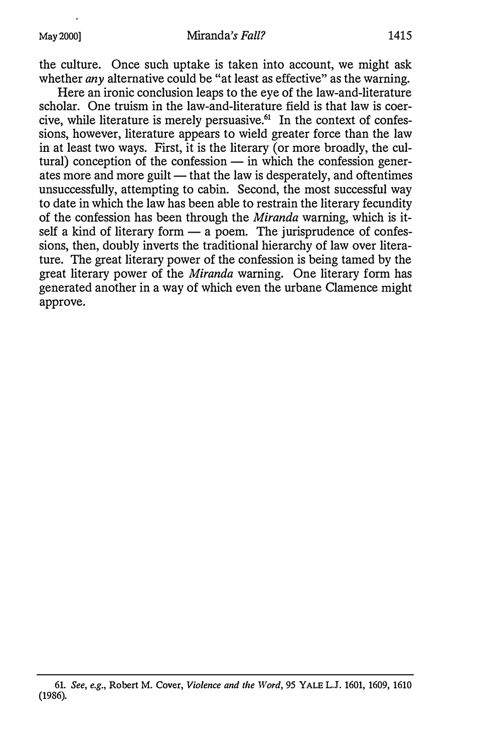the culture. Once such uptake is taken into account, we might ask whether *any* alternative could be "at least as effective" as the warning.

Here an ironic conclusion leaps to the eye of the law-and-literature scholar. One truism in the law-and-literature field is that law is coercive, while literature is merely persuasive.[61] In the context of confessions, however, literature appears to wield greater force than the law in at least two ways. First, it is the literary (or more broadly, the cultural) conception of the confession — in which the confession generates more and more guilt — that the law is desperately, and oftentimes unsuccessfully, attempting to cabin. Second, the most successful way to date in which the law has been able to restrain the literary fecundity of the confession has been through the *Miranda* warning, which is itself a kind of literary form — a poem. The jurisprudence of confessions, then, doubly inverts the traditional hierarchy of law over literature. The great literary power of the confession is being tamed by the great literary power of the *Miranda* warning. One literary form has generated another in a way of which even the urbane Clamence might approve.

---

61. *See, e.g.*, Robert M. Cover, *Violence and the Word*, 95 YALE L.J. 1601, 1609, 1610 (1986).